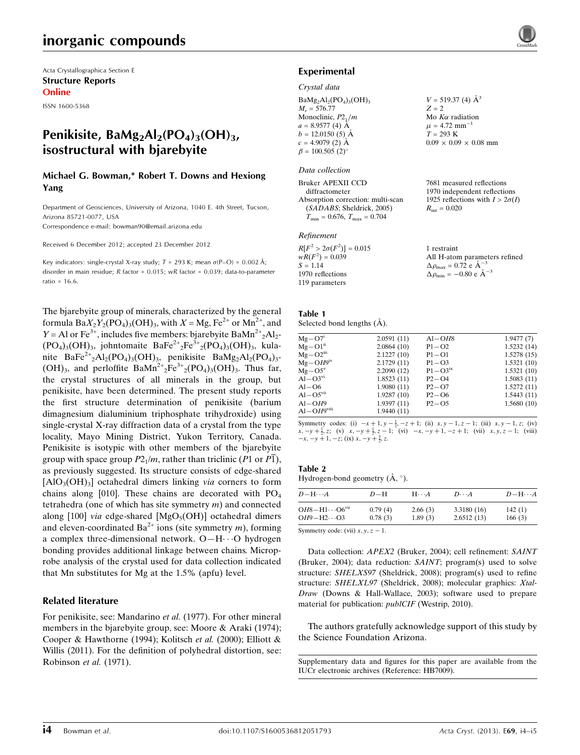Acta Crystallographica Section E
**Structure Reports**
**Online**

ISSN 1600-5368

# Penikisite, $BaMg_2Al_2(PO_4)_3(OH)_3$, isostructural with bjarebyite

**Michael G. Bowman,* Robert T. Downs and Hexiong Yang**

Department of Geosciences, University of Arizona, 1040 E. 4th Street, Tucson, Arizona 85721-0077, USA
Correspondence e-mail: bowman90@email.arizona.edu

Received 6 December 2012; accepted 23 December 2012

Key indicators: single-crystal X-ray study; $T$ = 293 K; mean $\sigma$(P–O) = 0.002 Å; disorder in main residue; $R$ factor = 0.015; $wR$ factor = 0.039; data-to-parameter ratio = 16.6.

The bjarebyite group of minerals, characterized by the general formula $BaX_2Y_2(PO_4)_3(OH)_3$, with $X$ = Mg, $Fe^{2+}$ or $Mn^{2+}$, and $Y$ = Al or $Fe^{3+}$, includes five members: bjarebyite $BaMn^{2+}{}_2Al_2(PO_4)_3(OH)_3$, johntomaite $BaFe^{2+}{}_2Fe^{3+}{}_2(PO_4)_3(OH)_3$, kulanite $BaFe^{2+}{}_2Al_2(PO_4)_3(OH)_3$, penikisite $BaMg_2Al_2(PO_4)_3(OH)_3$, and perloffite $BaMn^{2+}{}_2Fe^{3+}{}_2(PO_4)_3(OH)_3$. Thus far, the crystal structures of all minerals in the group, but penikisite, have been determined. The present study reports the first structure determination of penikisite (barium dimagnesium dialuminium triphosphate trihydroxide) using single-crystal X-ray diffraction data of a crystal from the type locality, Mayo Mining District, Yukon Territory, Canada. Penikisite is isotypic with other members of the bjarebyite group with space group $P2_1/m$, rather than triclinic ($P1$ or $P\bar{1}$), as previously suggested. Its structure consists of edge-shared $[AlO_3(OH)_3]$ octahedral dimers linking *via* corners to form chains along [010]. These chains are decorated with $PO_4$ tetrahedra (one of which has site symmetry $m$) and connected along [100] *via* edge-shared $[MgO_5(OH)]$ octahedral dimers and eleven-coordinated $Ba^{2+}$ ions (site symmetry $m$), forming a complex three-dimensional network. O—H···O hydrogen bonding provides additional linkage between chains. Microprobe analysis of the crystal used for data collection indicated that Mn substitutes for Mg at the 1.5% (apfu) level.

## Related literature

For penikisite, see: Mandarino *et al.* (1977). For other mineral members in the bjarebyite group, see: Moore & Araki (1974); Cooper & Hawthorne (1994); Kolitsch *et al.* (2000); Elliott & Willis (2011). For the definition of polyhedral distortion, see: Robinson *et al.* (1971).

## Experimental

### Crystal data

$BaMg_2Al_2(PO_4)_3(OH)_3$
$M_r$ = 576.77
Monoclinic, $P2_1/m$
$a$ = 8.9577 (4) Å
$b$ = 12.0150 (5) Å
$c$ = 4.9079 (2) Å
$\beta$ = 100.505 (2)°
$V$ = 519.37 (4) Å$^3$
$Z$ = 2
Mo $K\alpha$ radiation
$\mu$ = 4.72 mm$^{-1}$
$T$ = 293 K
0.09 × 0.09 × 0.08 mm

### Data collection

Bruker APEXII CCD diffractometer
Absorption correction: multi-scan (*SADABS*; Sheldrick, 2005)
$T_{min}$ = 0.676, $T_{max}$ = 0.704
7681 measured reflections
1970 independent reflections
1925 reflections with $I > 2\sigma(I)$
$R_{int}$ = 0.020

### Refinement

$R[F^2 > 2\sigma(F^2)]$ = 0.015
$wR(F^2)$ = 0.039
$S$ = 1.14
1970 reflections
119 parameters
1 restraint
All H-atom parameters refined
$\Delta\rho_{max}$ = 0.72 e Å$^{-3}$
$\Delta\rho_{min}$ = −0.80 e Å$^{-3}$

**Table 1**
Selected bond lengths (Å).

| | | | |
|---|---|---|---|
| Mg—O7$^{i}$ | 2.0591 (11) | Al—*OH*8 | 1.9477 (7) |
| Mg—O1$^{ii}$ | 2.0864 (10) | P1—O2 | 1.5232 (14) |
| Mg—O2$^{iii}$ | 2.1227 (10) | P1—O1 | 1.5278 (15) |
| Mg—*OH*9$^{iv}$ | 2.1729 (11) | P1—O3 | 1.5321 (10) |
| Mg—O5$^{v}$ | 2.2090 (12) | P1—O3$^{ix}$ | 1.5321 (10) |
| Al—O3$^{vi}$ | 1.8523 (11) | P2—O4 | 1.5083 (11) |
| Al—O6 | 1.9080 (11) | P2—O7 | 1.5272 (11) |
| Al—O5$^{vii}$ | 1.9287 (10) | P2—O6 | 1.5443 (11) |
| Al—*OH*9 | 1.9397 (11) | P2—O5 | 1.5680 (10) |
| Al—*OH*9$^{viii}$ | 1.9440 (11) | | |

Symmetry codes: (i) $-x+1, y-\frac{1}{2}, -z+1$; (ii) $x, y-1, z-1$; (iii) $x, y-1, z$; (iv) $x, -y+\frac{1}{2}, z$; (v) $x, -y+\frac{1}{2}, z-1$; (vi) $-x, -y+1, -z+1$; (vii) $x, y, z-1$; (viii) $-x, -y+1, -z$; (ix) $x, -y+\frac{3}{2}, z$.

**Table 2**
Hydrogen-bond geometry (Å, °).

| $D$—H···$A$ | $D$—H | H···$A$ | $D$···$A$ | $D$—H···$A$ |
|---|---|---|---|---|
| *OH*8—H1···O6$^{vii}$ | 0.79 (4) | 2.66 (3) | 3.3180 (16) | 142 (1) |
| *OH*9—H2···O3 | 0.78 (3) | 1.89 (3) | 2.6512 (13) | 166 (3) |

Symmetry code: (vii) $x, y, z-1$.

Data collection: *APEX2* (Bruker, 2004); cell refinement: *SAINT* (Bruker, 2004); data reduction: *SAINT*; program(s) used to solve structure: *SHELXS97* (Sheldrick, 2008); program(s) used to refine structure: *SHELXL97* (Sheldrick, 2008); molecular graphics: *XtalDraw* (Downs & Hall-Wallace, 2003); software used to prepare material for publication: *publCIF* (Westrip, 2010).

The authors gratefully acknowledge support of this study by the Science Foundation Arizona.

Supplementary data and figures for this paper are available from the IUCr electronic archives (Reference: HB7009).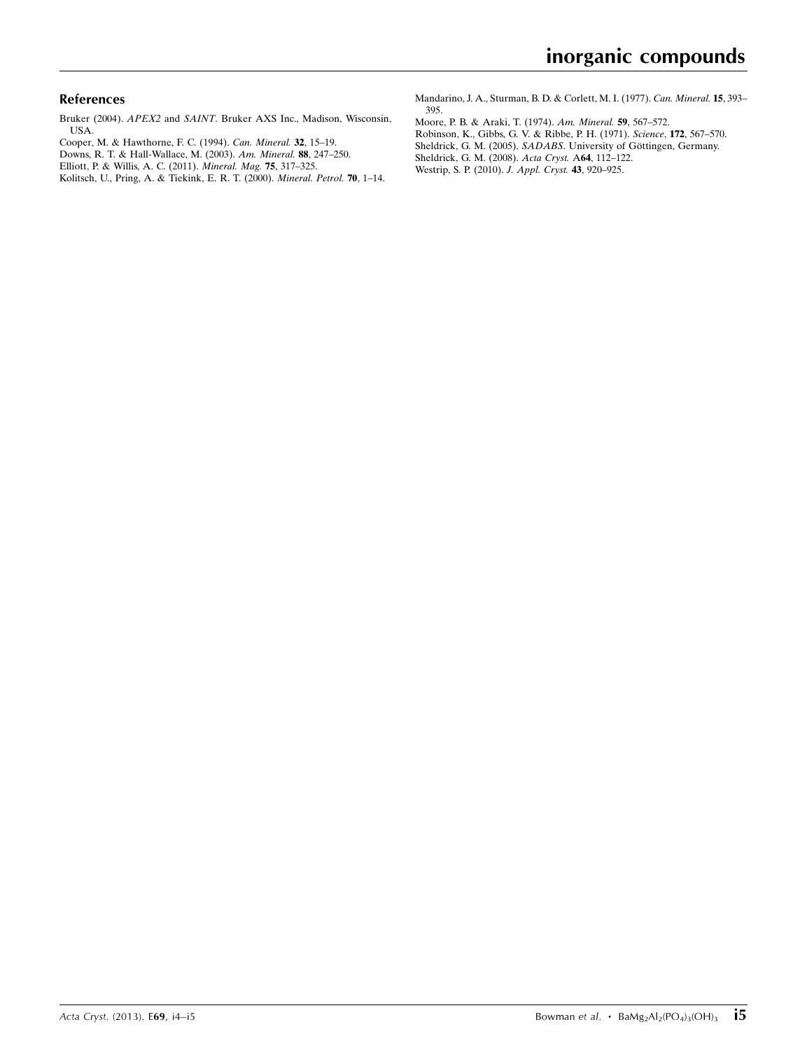## References

Bruker (2004). *APEX2* and *SAINT*. Bruker AXS Inc., Madison, Wisconsin, USA.

Cooper, M. & Hawthorne, F. C. (1994). *Can. Mineral.* **32**, 15–19.

Downs, R. T. & Hall-Wallace, M. (2003). *Am. Mineral.* **88**, 247–250.

Elliott, P. & Willis, A. C. (2011). *Mineral. Mag.* **75**, 317–325.

Kolitsch, U., Pring, A. & Tiekink, E. R. T. (2000). *Mineral. Petrol.* **70**, 1–14.

Mandarino, J. A., Sturman, B. D. & Corlett, M. I. (1977). *Can. Mineral.* **15**, 393–395.

Moore, P. B. & Araki, T. (1974). *Am. Mineral.* **59**, 567–572.

Robinson, K., Gibbs, G. V. & Ribbe, P. H. (1971). *Science*, **172**, 567–570.

Sheldrick, G. M. (2005). *SADABS*. University of Göttingen, Germany.

Sheldrick, G. M. (2008). *Acta Cryst.* A**64**, 112–122.

Westrip, S. P. (2010). *J. Appl. Cryst.* **43**, 920–925.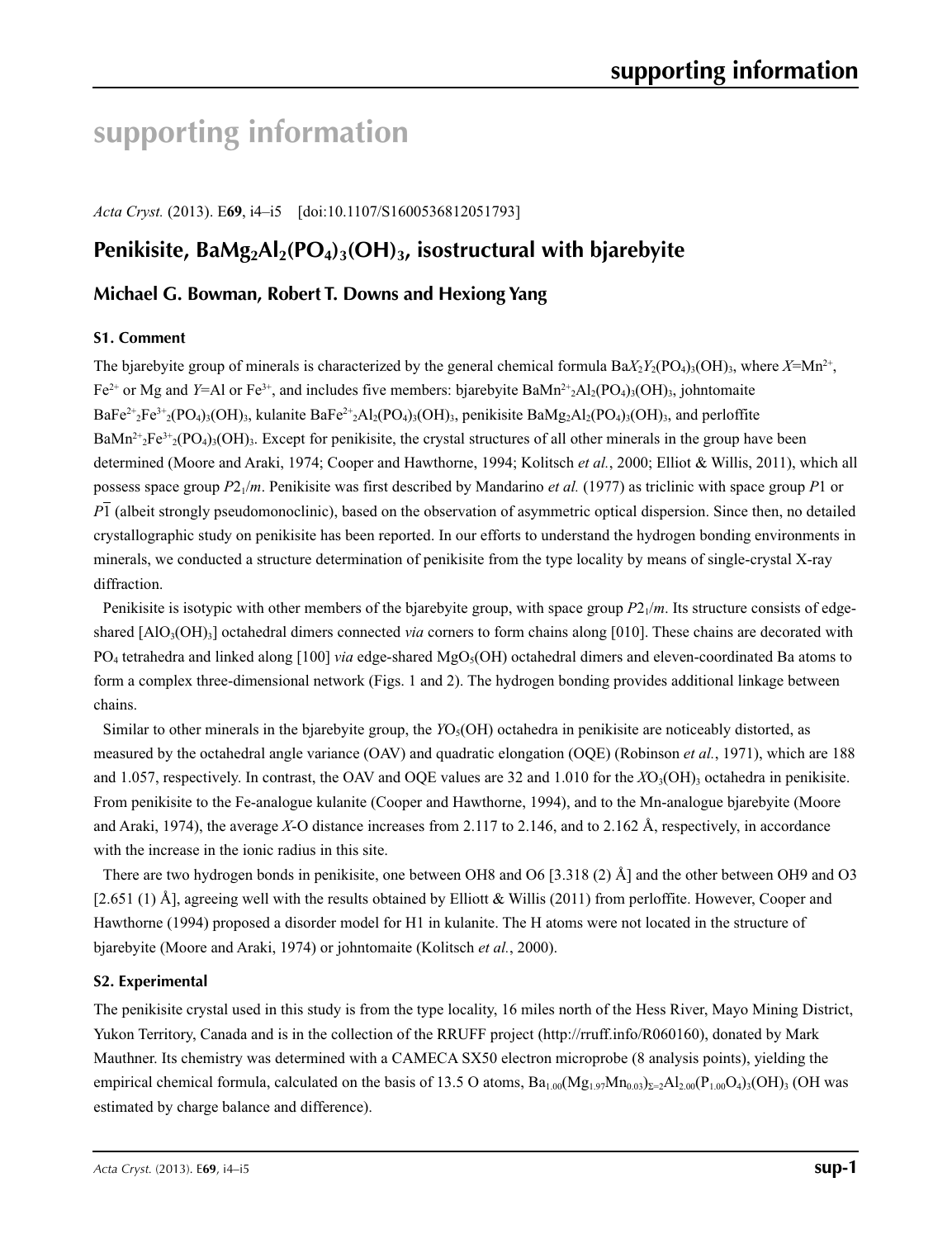# supporting information

*Acta Cryst.* (2013). E**69**, i4–i5 [doi:10.1107/S1600536812051793]

## Penikisite, $BaMg_2Al_2(PO_4)_3(OH)_3$, isostructural with bjarebyite

### Michael G. Bowman, Robert T. Downs and Hexiong Yang

#### S1. Comment

The bjarebyite group of minerals is characterized by the general chemical formula $BaX_2Y_2(PO_4)_3(OH)_3$, where $X$=$Mn^{2+}$, $Fe^{2+}$ or Mg and $Y$=Al or $Fe^{3+}$, and includes five members: bjarebyite $BaMn^{2+}{}_2Al_2(PO_4)_3(OH)_3$, johntomaite $BaFe^{2+}{}_2Fe^{3+}{}_2(PO_4)_3(OH)_3$, kulanite $BaFe^{2+}{}_2Al_2(PO_4)_3(OH)_3$, penikisite $BaMg_2Al_2(PO_4)_3(OH)_3$, and perloffite $BaMn^{2+}{}_2Fe^{3+}{}_2(PO_4)_3(OH)_3$. Except for penikisite, the crystal structures of all other minerals in the group have been determined (Moore and Araki, 1974; Cooper and Hawthorne, 1994; Kolitsch *et al.*, 2000; Elliot & Willis, 2011), which all possess space group $P2_1/m$. Penikisite was first described by Mandarino *et al.* (1977) as triclinic with space group $P1$ or $P\overline{1}$ (albeit strongly pseudomonoclinic), based on the observation of asymmetric optical dispersion. Since then, no detailed crystallographic study on penikisite has been reported. In our efforts to understand the hydrogen bonding environments in minerals, we conducted a structure determination of penikisite from the type locality by means of single-crystal X-ray diffraction.

Penikisite is isotypic with other members of the bjarebyite group, with space group $P2_1/m$. Its structure consists of edge-shared $[AlO_3(OH)_3]$ octahedral dimers connected *via* corners to form chains along [010]. These chains are decorated with $PO_4$ tetrahedra and linked along [100] *via* edge-shared $MgO_5(OH)$ octahedral dimers and eleven-coordinated Ba atoms to form a complex three-dimensional network (Figs. 1 and 2). The hydrogen bonding provides additional linkage between chains.

Similar to other minerals in the bjarebyite group, the $YO_5(OH)$ octahedra in penikisite are noticeably distorted, as measured by the octahedral angle variance (OAV) and quadratic elongation (OQE) (Robinson *et al.*, 1971), which are 188 and 1.057, respectively. In contrast, the OAV and OQE values are 32 and 1.010 for the $XO_3(OH)_3$ octahedra in penikisite. From penikisite to the Fe-analogue kulanite (Cooper and Hawthorne, 1994), and to the Mn-analogue bjarebyite (Moore and Araki, 1974), the average $X$-O distance increases from 2.117 to 2.146, and to 2.162 Å, respectively, in accordance with the increase in the ionic radius in this site.

There are two hydrogen bonds in penikisite, one between OH8 and O6 [3.318 (2) Å] and the other between OH9 and O3 [2.651 (1) Å], agreeing well with the results obtained by Elliott & Willis (2011) from perloffite. However, Cooper and Hawthorne (1994) proposed a disorder model for H1 in kulanite. The H atoms were not located in the structure of bjarebyite (Moore and Araki, 1974) or johntomaite (Kolitsch *et al.*, 2000).

#### S2. Experimental

The penikisite crystal used in this study is from the type locality, 16 miles north of the Hess River, Mayo Mining District, Yukon Territory, Canada and is in the collection of the RRUFF project (http://rruff.info/R060160), donated by Mark Mauthner. Its chemistry was determined with a CAMECA SX50 electron microprobe (8 analysis points), yielding the empirical chemical formula, calculated on the basis of 13.5 O atoms, $Ba_{1.00}(Mg_{1.97}Mn_{0.03})_{\Sigma=2}Al_{2.00}(P_{1.00}O_4)_3(OH)_3$ (OH was estimated by charge balance and difference).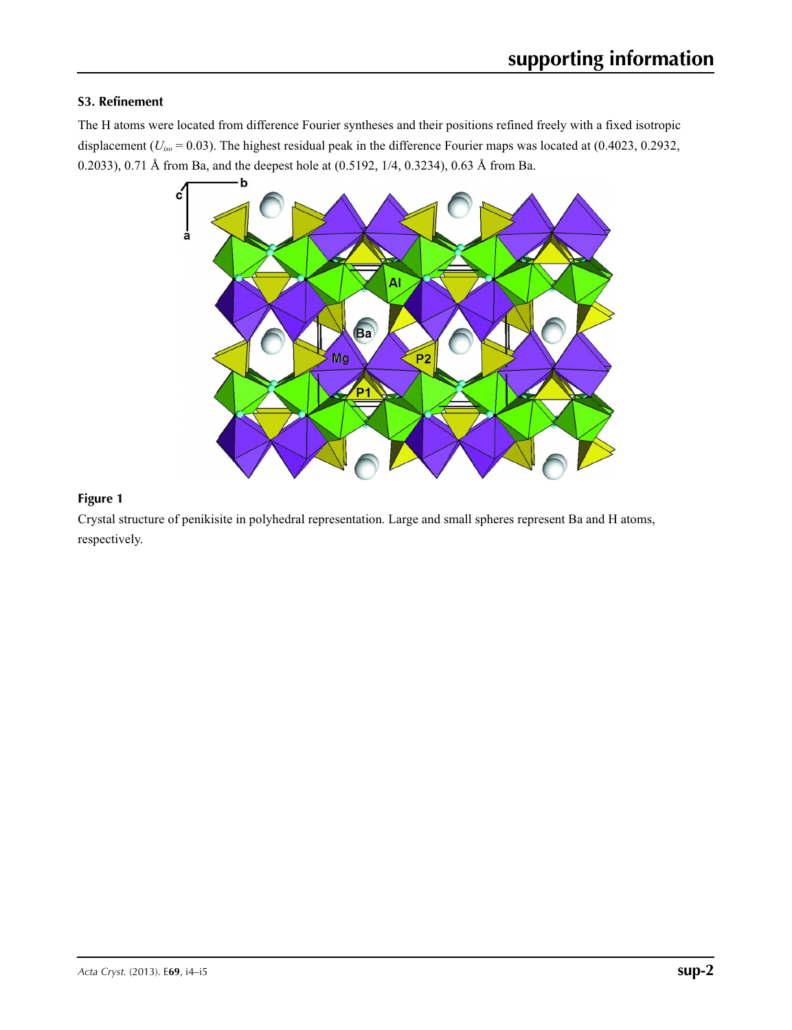## S3. Refinement

The H atoms were located from difference Fourier syntheses and their positions refined freely with a fixed isotropic displacement ($U_{iso}$ = 0.03). The highest residual peak in the difference Fourier maps was located at (0.4023, 0.2932, 0.2033), 0.71 Å from Ba, and the deepest hole at (0.5192, 1/4, 0.3234), 0.63 Å from Ba.

**Figure 1**

Crystal structure of penikisite in polyhedral representation. Large and small spheres represent Ba and H atoms, respectively.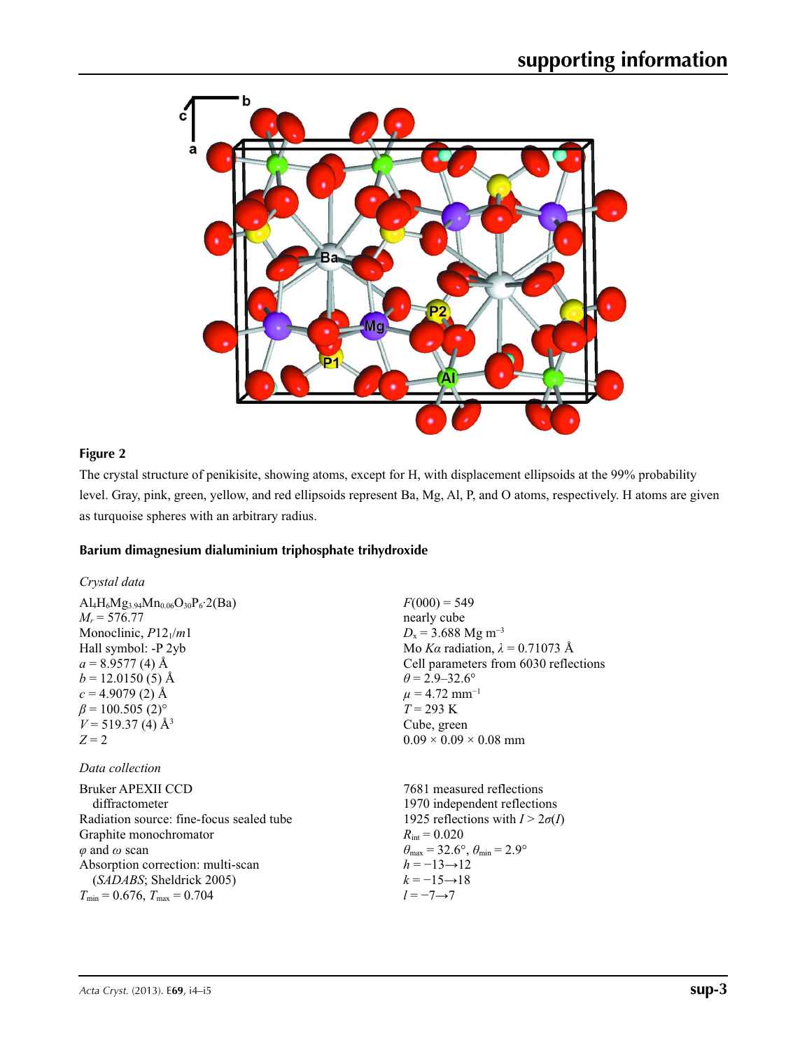**Figure 2**

The crystal structure of penikisite, showing atoms, except for H, with displacement ellipsoids at the 99% probability level. Gray, pink, green, yellow, and red ellipsoids represent Ba, Mg, Al, P, and O atoms, respectively. H atoms are given as turquoise spheres with an arbitrary radius.

## Barium dimagnesium dialuminium triphosphate trihydroxide

### *Crystal data*

$Al_4H_6Mg_{3.94}Mn_{0.06}O_{30}P_6{\cdot}2(Ba)$
$M_r$ = 576.77
Monoclinic, $P12_1/m1$
Hall symbol: -P 2yb
$a$ = 8.9577 (4) Å
$b$ = 12.0150 (5) Å
$c$ = 4.9079 (2) Å
$\beta$ = 100.505 (2)°
$V$ = 519.37 (4) Å$^3$
$Z$ = 2
$F(000)$ = 549
nearly cube
$D_x$ = 3.688 Mg m$^{-3}$
Mo $K\alpha$ radiation, $\lambda$ = 0.71073 Å
Cell parameters from 6030 reflections
$\theta$ = 2.9–32.6°
$\mu$ = 4.72 mm$^{-1}$
$T$ = 293 K
Cube, green
0.09 × 0.09 × 0.08 mm

### *Data collection*

Bruker APEXII CCD diffractometer
Radiation source: fine-focus sealed tube
Graphite monochromator
$\varphi$ and $\omega$ scan
Absorption correction: multi-scan (*SADABS*; Sheldrick 2005)
$T_{min}$ = 0.676, $T_{max}$ = 0.704
7681 measured reflections
1970 independent reflections
1925 reflections with $I > 2\sigma(I)$
$R_{int}$ = 0.020
$\theta_{max}$ = 32.6°, $\theta_{min}$ = 2.9°
$h$ = −13→12
$k$ = −15→18
$l$ = −7→7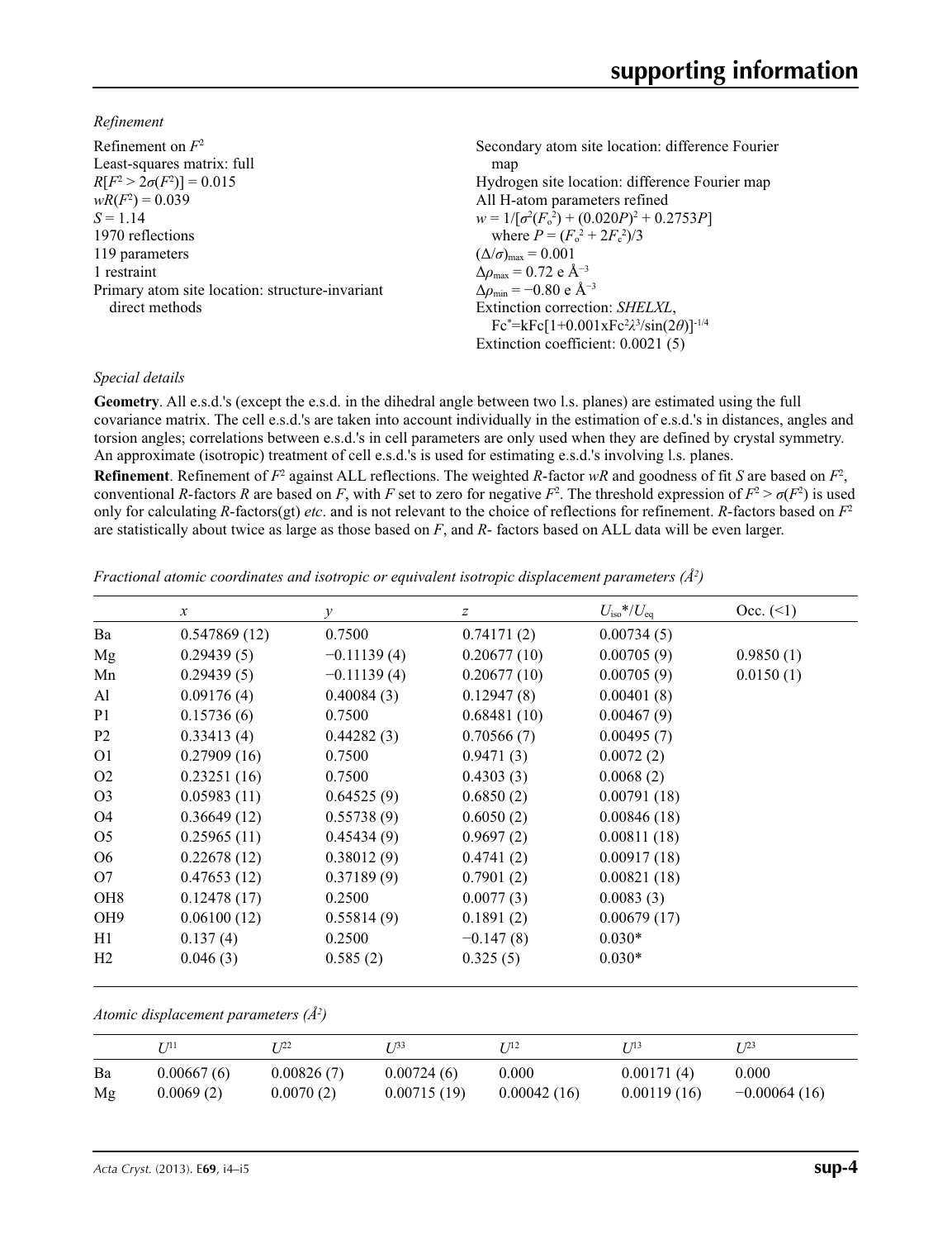*Refinement*

Refinement on $F^2$
Least-squares matrix: full
$R[F^2 > 2\sigma(F^2)] = 0.015$
$wR(F^2) = 0.039$
$S = 1.14$
1970 reflections
119 parameters
1 restraint
Primary atom site location: structure-invariant direct methods
Secondary atom site location: difference Fourier map
Hydrogen site location: difference Fourier map
All H-atom parameters refined
$w = 1/[\sigma^2(F_o^2) + (0.020P)^2 + 0.2753P]$
where $P = (F_o^2 + 2F_c^2)/3$
$(\Delta/\sigma)_{max} = 0.001$
$\Delta\rho_{max} = 0.72$ e Å$^{-3}$
$\Delta\rho_{min} = -0.80$ e Å$^{-3}$
Extinction correction: *SHELXL*, $Fc^*=kFc[1+0.001xFc^2\lambda^3/sin(2\theta)]^{-1/4}$
Extinction coefficient: 0.0021 (5)

*Special details*

**Geometry**. All e.s.d.'s (except the e.s.d. in the dihedral angle between two l.s. planes) are estimated using the full covariance matrix. The cell e.s.d.'s are taken into account individually in the estimation of e.s.d.'s in distances, angles and torsion angles; correlations between e.s.d.'s in cell parameters are only used when they are defined by crystal symmetry. An approximate (isotropic) treatment of cell e.s.d.'s is used for estimating e.s.d.'s involving l.s. planes.

**Refinement**. Refinement of $F^2$ against ALL reflections. The weighted $R$-factor $wR$ and goodness of fit $S$ are based on $F^2$, conventional $R$-factors $R$ are based on $F$, with $F$ set to zero for negative $F^2$. The threshold expression of $F^2 > \sigma(F^2)$ is used only for calculating $R$-factors(gt) *etc*. and is not relevant to the choice of reflections for refinement. $R$-factors based on $F^2$ are statistically about twice as large as those based on $F$, and $R$- factors based on ALL data will be even larger.

*Fractional atomic coordinates and isotropic or equivalent isotropic displacement parameters (Å²)*

| | $x$ | $y$ | $z$ | $U_{iso}$*/$U_{eq}$ | Occ. (<1) |
|---|---|---|---|---|---|
| Ba | 0.547869 (12) | 0.7500 | 0.74171 (2) | 0.00734 (5) | |
| Mg | 0.29439 (5) | −0.11139 (4) | 0.20677 (10) | 0.00705 (9) | 0.9850 (1) |
| Mn | 0.29439 (5) | −0.11139 (4) | 0.20677 (10) | 0.00705 (9) | 0.0150 (1) |
| Al | 0.09176 (4) | 0.40084 (3) | 0.12947 (8) | 0.00401 (8) | |
| P1 | 0.15736 (6) | 0.7500 | 0.68481 (10) | 0.00467 (9) | |
| P2 | 0.33413 (4) | 0.44282 (3) | 0.70566 (7) | 0.00495 (7) | |
| O1 | 0.27909 (16) | 0.7500 | 0.9471 (3) | 0.0072 (2) | |
| O2 | 0.23251 (16) | 0.7500 | 0.4303 (3) | 0.0068 (2) | |
| O3 | 0.05983 (11) | 0.64525 (9) | 0.6850 (2) | 0.00791 (18) | |
| O4 | 0.36649 (12) | 0.55738 (9) | 0.6050 (2) | 0.00846 (18) | |
| O5 | 0.25965 (11) | 0.45434 (9) | 0.9697 (2) | 0.00811 (18) | |
| O6 | 0.22678 (12) | 0.38012 (9) | 0.4741 (2) | 0.00917 (18) | |
| O7 | 0.47653 (12) | 0.37189 (9) | 0.7901 (2) | 0.00821 (18) | |
| OH8 | 0.12478 (17) | 0.2500 | 0.0077 (3) | 0.0083 (3) | |
| OH9 | 0.06100 (12) | 0.55814 (9) | 0.1891 (2) | 0.00679 (17) | |
| H1 | 0.137 (4) | 0.2500 | −0.147 (8) | 0.030* | |
| H2 | 0.046 (3) | 0.585 (2) | 0.325 (5) | 0.030* | |

*Atomic displacement parameters (Å²)*

| | $U^{11}$ | $U^{22}$ | $U^{33}$ | $U^{12}$ | $U^{13}$ | $U^{23}$ |
|---|---|---|---|---|---|---|
| Ba | 0.00667 (6) | 0.00826 (7) | 0.00724 (6) | 0.000 | 0.00171 (4) | 0.000 |
| Mg | 0.0069 (2) | 0.0070 (2) | 0.00715 (19) | 0.00042 (16) | 0.00119 (16) | −0.00064 (16) |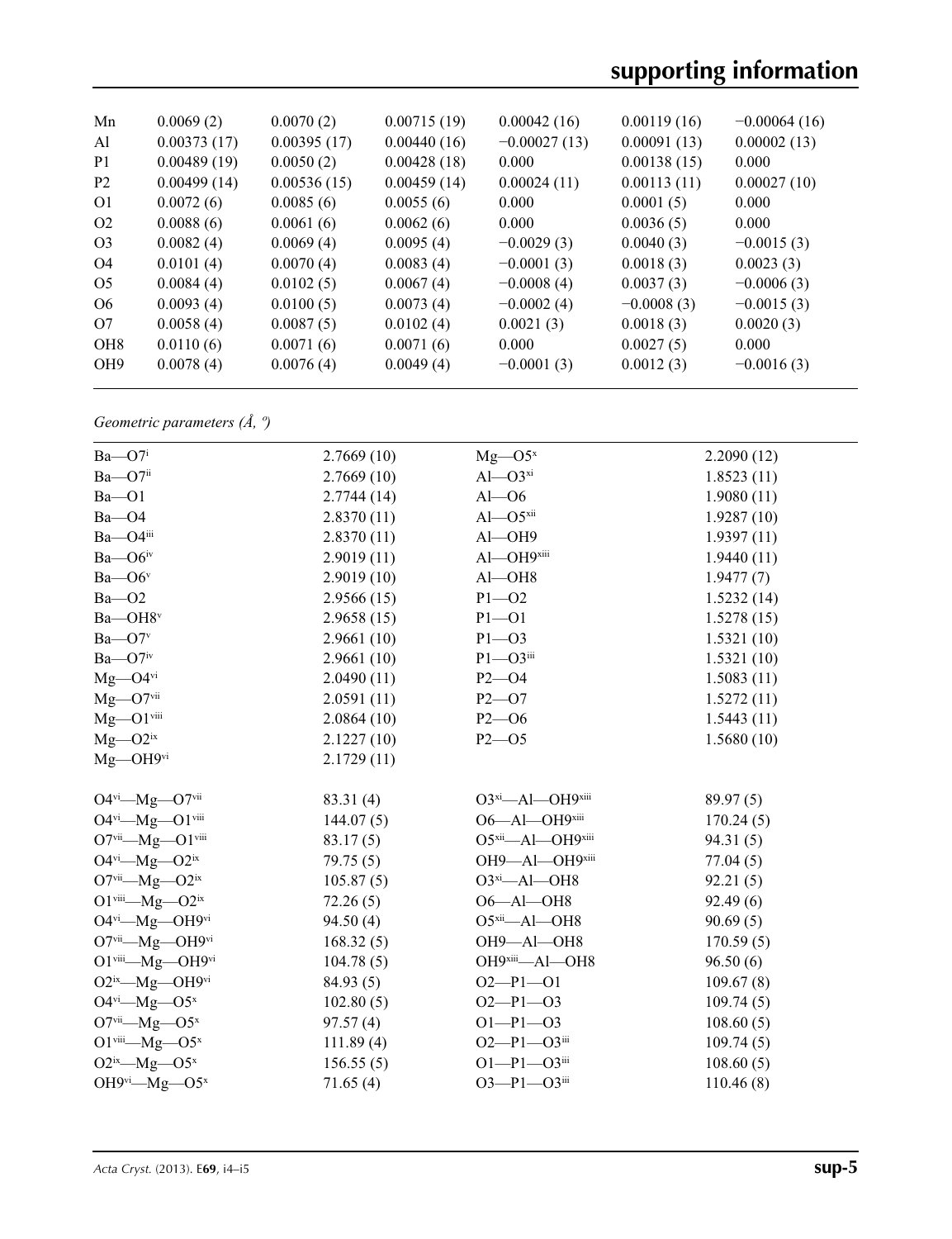| | | | | | | |
|---|---|---|---|---|---|---|
| Mn | 0.0069 (2) | 0.0070 (2) | 0.00715 (19) | 0.00042 (16) | 0.00119 (16) | −0.00064 (16) |
| Al | 0.00373 (17) | 0.00395 (17) | 0.00440 (16) | −0.00027 (13) | 0.00091 (13) | 0.00002 (13) |
| P1 | 0.00489 (19) | 0.0050 (2) | 0.00428 (18) | 0.000 | 0.00138 (15) | 0.000 |
| P2 | 0.00499 (14) | 0.00536 (15) | 0.00459 (14) | 0.00024 (11) | 0.00113 (11) | 0.00027 (10) |
| O1 | 0.0072 (6) | 0.0085 (6) | 0.0055 (6) | 0.000 | 0.0001 (5) | 0.000 |
| O2 | 0.0088 (6) | 0.0061 (6) | 0.0062 (6) | 0.000 | 0.0036 (5) | 0.000 |
| O3 | 0.0082 (4) | 0.0069 (4) | 0.0095 (4) | −0.0029 (3) | 0.0040 (3) | −0.0015 (3) |
| O4 | 0.0101 (4) | 0.0070 (4) | 0.0083 (4) | −0.0001 (3) | 0.0018 (3) | 0.0023 (3) |
| O5 | 0.0084 (4) | 0.0102 (5) | 0.0067 (4) | −0.0008 (4) | 0.0037 (3) | −0.0006 (3) |
| O6 | 0.0093 (4) | 0.0100 (5) | 0.0073 (4) | −0.0002 (4) | −0.0008 (3) | −0.0015 (3) |
| O7 | 0.0058 (4) | 0.0087 (5) | 0.0102 (4) | 0.0021 (3) | 0.0018 (3) | 0.0020 (3) |
| OH8 | 0.0110 (6) | 0.0071 (6) | 0.0071 (6) | 0.000 | 0.0027 (5) | 0.000 |
| OH9 | 0.0078 (4) | 0.0076 (4) | 0.0049 (4) | −0.0001 (3) | 0.0012 (3) | −0.0016 (3) |

*Geometric parameters (Å, º)*

| | | | |
|---|---|---|---|
| Ba—O7$^{i}$ | 2.7669 (10) | Mg—O5$^{x}$ | 2.2090 (12) |
| Ba—O7$^{ii}$ | 2.7669 (10) | Al—O3$^{xi}$ | 1.8523 (11) |
| Ba—O1 | 2.7744 (14) | Al—O6 | 1.9080 (11) |
| Ba—O4 | 2.8370 (11) | Al—O5$^{xii}$ | 1.9287 (10) |
| Ba—O4$^{iii}$ | 2.8370 (11) | Al—OH9 | 1.9397 (11) |
| Ba—O6$^{iv}$ | 2.9019 (11) | Al—OH9$^{xiii}$ | 1.9440 (11) |
| Ba—O6$^{v}$ | 2.9019 (10) | Al—OH8 | 1.9477 (7) |
| Ba—O2 | 2.9566 (15) | P1—O2 | 1.5232 (14) |
| Ba—OH8$^{v}$ | 2.9658 (15) | P1—O1 | 1.5278 (15) |
| Ba—O7$^{v}$ | 2.9661 (10) | P1—O3 | 1.5321 (10) |
| Ba—O7$^{iv}$ | 2.9661 (10) | P1—O3$^{iii}$ | 1.5321 (10) |
| Mg—O4$^{vi}$ | 2.0490 (11) | P2—O4 | 1.5083 (11) |
| Mg—O7$^{vii}$ | 2.0591 (11) | P2—O7 | 1.5272 (11) |
| Mg—O1$^{viii}$ | 2.0864 (10) | P2—O6 | 1.5443 (11) |
| Mg—O2$^{ix}$ | 2.1227 (10) | P2—O5 | 1.5680 (10) |
| Mg—OH9$^{vi}$ | 2.1729 (11) | | |
| | | | |
| O4$^{vi}$—Mg—O7$^{vii}$ | 83.31 (4) | O3$^{xi}$—Al—OH9$^{xiii}$ | 89.97 (5) |
| O4$^{vi}$—Mg—O1$^{viii}$ | 144.07 (5) | O6—Al—OH9$^{xiii}$ | 170.24 (5) |
| O7$^{vii}$—Mg—O1$^{viii}$ | 83.17 (5) | O5$^{xii}$—Al—OH9$^{xiii}$ | 94.31 (5) |
| O4$^{vi}$—Mg—O2$^{ix}$ | 79.75 (5) | OH9—Al—OH9$^{xiii}$ | 77.04 (5) |
| O7$^{vii}$—Mg—O2$^{ix}$ | 105.87 (5) | O3$^{xi}$—Al—OH8 | 92.21 (5) |
| O1$^{viii}$—Mg—O2$^{ix}$ | 72.26 (5) | O6—Al—OH8 | 92.49 (6) |
| O4$^{vi}$—Mg—OH9$^{vi}$ | 94.50 (4) | O5$^{xii}$—Al—OH8 | 90.69 (5) |
| O7$^{vii}$—Mg—OH9$^{vi}$ | 168.32 (5) | OH9—Al—OH8 | 170.59 (5) |
| O1$^{viii}$—Mg—OH9$^{vi}$ | 104.78 (5) | OH9$^{xiii}$—Al—OH8 | 96.50 (6) |
| O2$^{ix}$—Mg—OH9$^{vi}$ | 84.93 (5) | O2—P1—O1 | 109.67 (8) |
| O4$^{vi}$—Mg—O5$^{x}$ | 102.80 (5) | O2—P1—O3 | 109.74 (5) |
| O7$^{vii}$—Mg—O5$^{x}$ | 97.57 (4) | O1—P1—O3 | 108.60 (5) |
| O1$^{viii}$—Mg—O5$^{x}$ | 111.89 (4) | O2—P1—O3$^{iii}$ | 109.74 (5) |
| O2$^{ix}$—Mg—O5$^{x}$ | 156.55 (5) | O1—P1—O3$^{iii}$ | 108.60 (5) |
| OH9$^{vi}$—Mg—O5$^{x}$ | 71.65 (4) | O3—P1—O3$^{iii}$ | 110.46 (8) |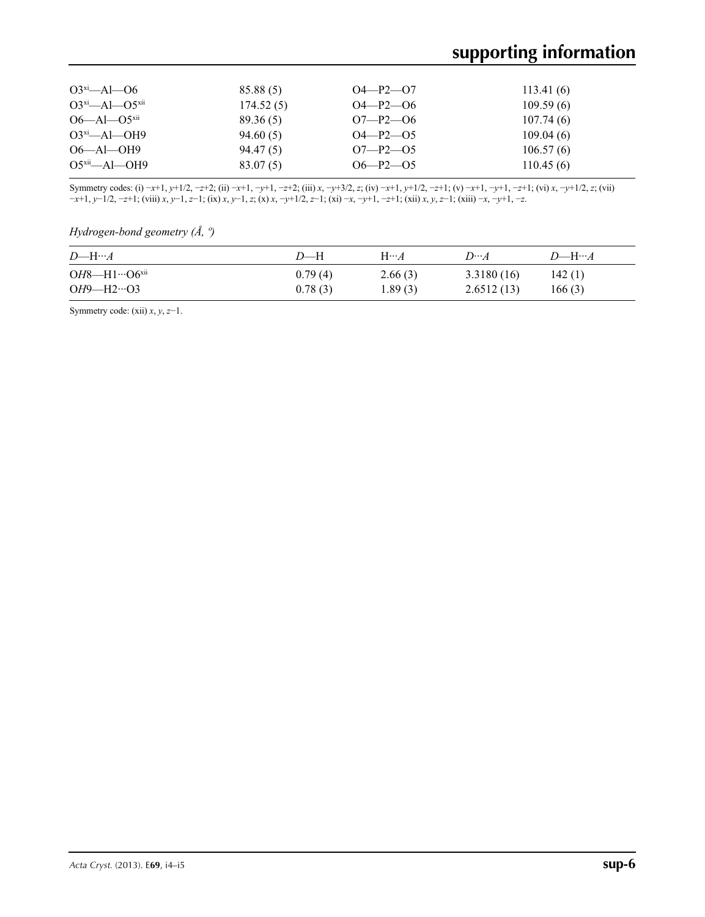| | | | |
|---|---|---|---|
| O3$^{xi}$—Al—O6 | 85.88 (5) | O4—P2—O7 | 113.41 (6) |
| O3$^{xi}$—Al—O5$^{xii}$ | 174.52 (5) | O4—P2—O6 | 109.59 (6) |
| O6—Al—O5$^{xii}$ | 89.36 (5) | O7—P2—O6 | 107.74 (6) |
| O3$^{xi}$—Al—OH9 | 94.60 (5) | O4—P2—O5 | 109.04 (6) |
| O6—Al—OH9 | 94.47 (5) | O7—P2—O5 | 106.57 (6) |
| O5$^{xii}$—Al—OH9 | 83.07 (5) | O6—P2—O5 | 110.45 (6) |

Symmetry codes: (i) −*x*+1, *y*+1/2, −*z*+2; (ii) −*x*+1, −*y*+1, −*z*+2; (iii) *x*, −*y*+3/2, *z*; (iv) −*x*+1, *y*+1/2, −*z*+1; (v) −*x*+1, −*y*+1, −*z*+1; (vi) *x*, −*y*+1/2, *z*; (vii) −*x*+1, *y*−1/2, −*z*+1; (viii) *x*, *y*−1, *z*−1; (ix) *x*, *y*−1, *z*; (x) *x*, −*y*+1/2, *z*−1; (xi) −*x*, −*y*+1, −*z*+1; (xii) *x*, *y*, *z*−1; (xiii) −*x*, −*y*+1, −*z*.

*Hydrogen-bond geometry (Å, º)*

| *D*—H···*A* | *D*—H | H···*A* | *D*···*A* | *D*—H···*A* |
|---|---|---|---|---|
| O*H*8—H1···O6$^{xii}$ | 0.79 (4) | 2.66 (3) | 3.3180 (16) | 142 (1) |
| O*H*9—H2···O3 | 0.78 (3) | 1.89 (3) | 2.6512 (13) | 166 (3) |

Symmetry code: (xii) *x*, *y*, *z*−1.